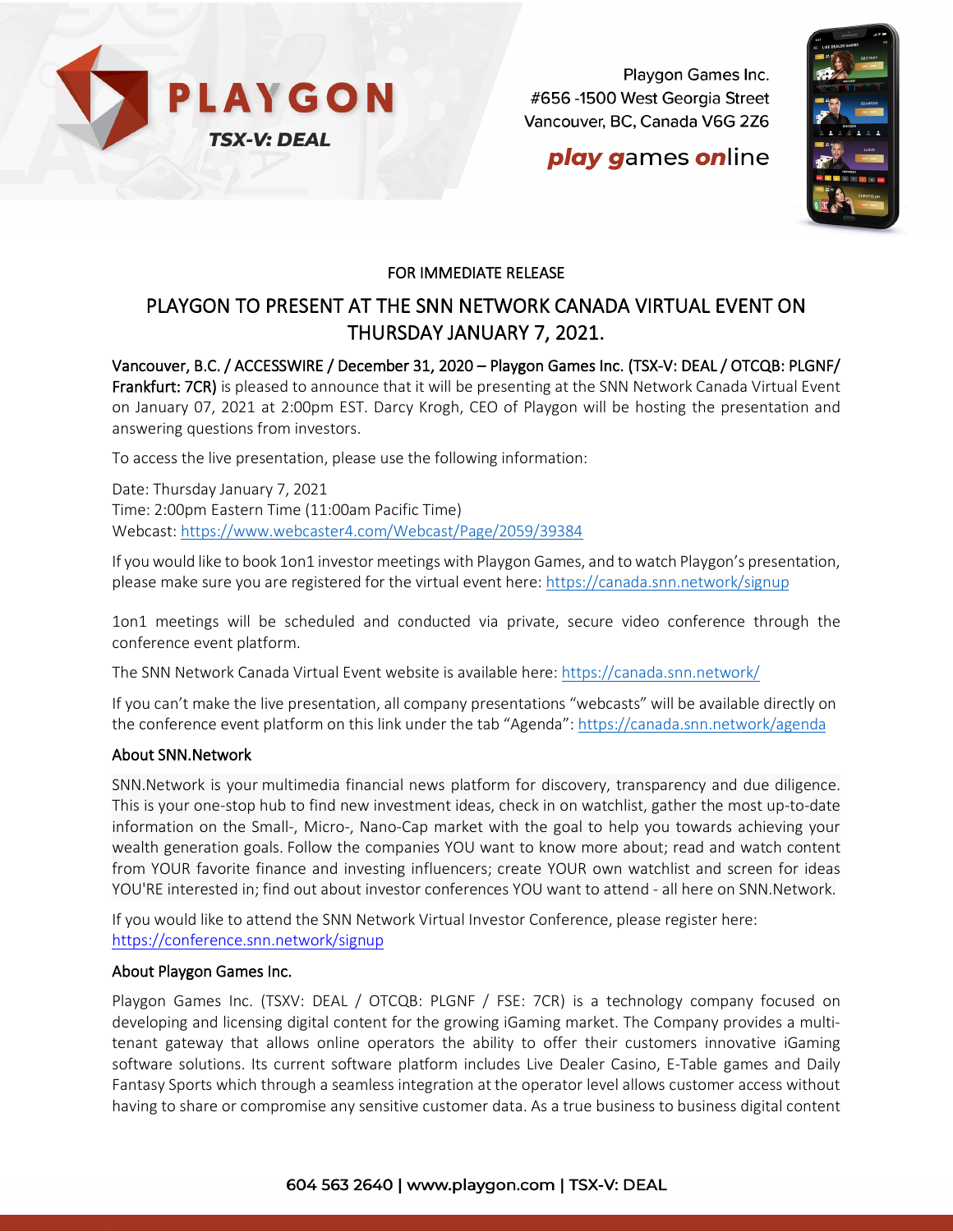Playgon Games Inc.
#656 -1500 West Georgia Street
Vancouver, BC, Canada V6G 2Z6

FOR IMMEDIATE RELEASE

# PLAYGON TO PRESENT AT THE SNN NETWORK CANADA VIRTUAL EVENT ON THURSDAY JANUARY 7, 2021.

Vancouver, B.C. / ACCESSWIRE / December 31, 2020 – Playgon Games Inc. (TSX-V: DEAL / OTCQB: PLGNF/ Frankfurt: 7CR) is pleased to announce that it will be presenting at the SNN Network Canada Virtual Event on January 07, 2021 at 2:00pm EST. Darcy Krogh, CEO of Playgon will be hosting the presentation and answering questions from investors.

To access the live presentation, please use the following information:

Date: Thursday January 7, 2021
Time: 2:00pm Eastern Time (11:00am Pacific Time)
Webcast: https://www.webcaster4.com/Webcast/Page/2059/39384

If you would like to book 1on1 investor meetings with Playgon Games, and to watch Playgon's presentation, please make sure you are registered for the virtual event here: https://canada.snn.network/signup

1on1 meetings will be scheduled and conducted via private, secure video conference through the conference event platform.

The SNN Network Canada Virtual Event website is available here: https://canada.snn.network/

If you can't make the live presentation, all company presentations "webcasts" will be available directly on the conference event platform on this link under the tab "Agenda": https://canada.snn.network/agenda

## About SNN.Network

SNN.Network is your multimedia financial news platform for discovery, transparency and due diligence. This is your one-stop hub to find new investment ideas, check in on watchlist, gather the most up-to-date information on the Small-, Micro-, Nano-Cap market with the goal to help you towards achieving your wealth generation goals. Follow the companies YOU want to know more about; read and watch content from YOUR favorite finance and investing influencers; create YOUR own watchlist and screen for ideas YOU'RE interested in; find out about investor conferences YOU want to attend - all here on SNN.Network.

If you would like to attend the SNN Network Virtual Investor Conference, please register here: https://conference.snn.network/signup

## About Playgon Games Inc.

Playgon Games Inc. (TSXV: DEAL / OTCQB: PLGNF / FSE: 7CR) is a technology company focused on developing and licensing digital content for the growing iGaming market. The Company provides a multi-tenant gateway that allows online operators the ability to offer their customers innovative iGaming software solutions. Its current software platform includes Live Dealer Casino, E-Table games and Daily Fantasy Sports which through a seamless integration at the operator level allows customer access without having to share or compromise any sensitive customer data. As a true business to business digital content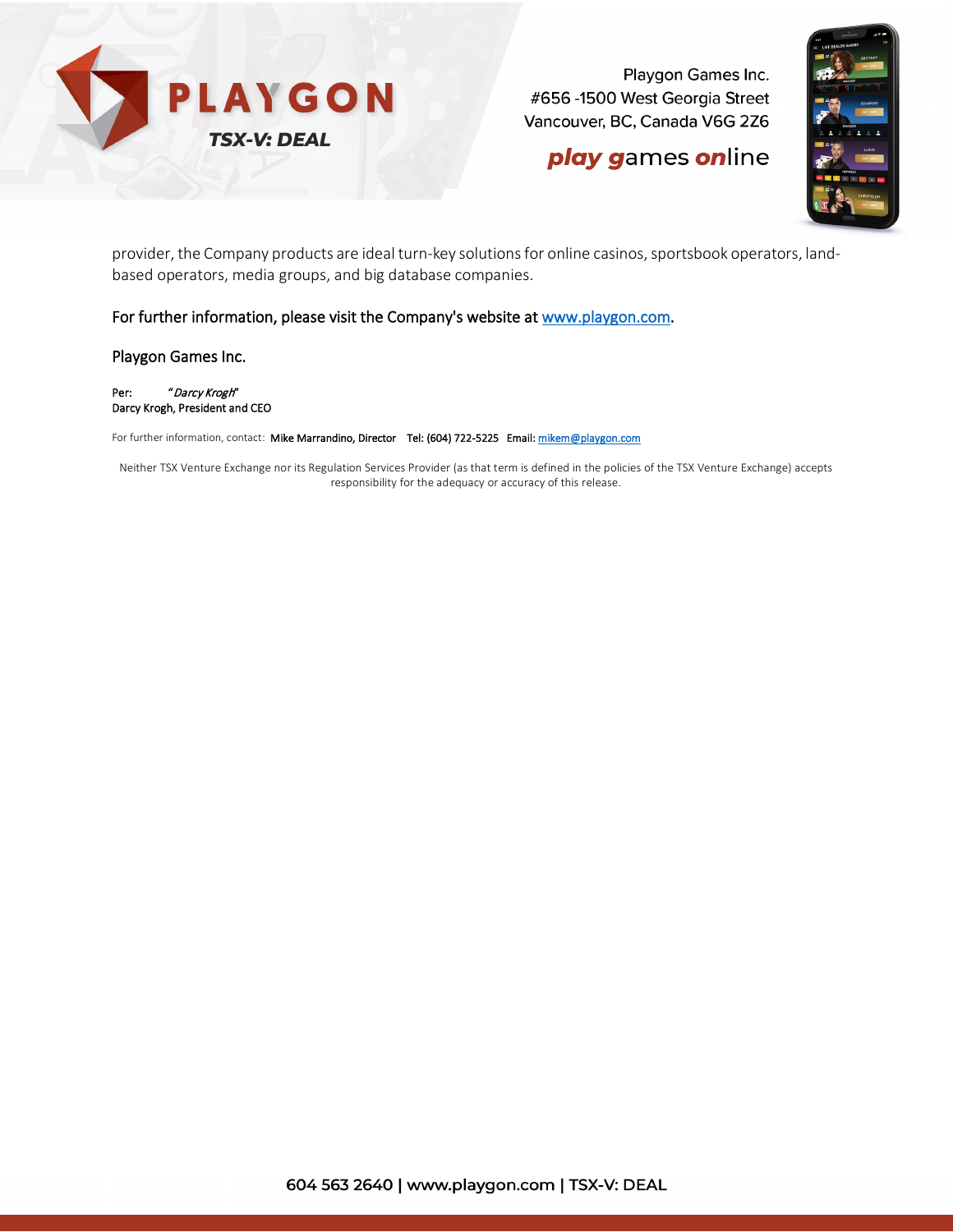provider, the Company products are ideal turn-key solutions for online casinos, sportsbook operators, land-based operators, media groups, and big database companies.

For further information, please visit the Company's website at [www.playgon.com](http://www.playgon.com).

Playgon Games Inc.

Per: *"Darcy Krogh"*
Darcy Krogh, President and CEO

For further information, contact: **Mike Marrandino, Director** **Tel: (604) 722-5225** **Email:** mikem@playgon.com

Neither TSX Venture Exchange nor its Regulation Services Provider (as that term is defined in the policies of the TSX Venture Exchange) accepts responsibility for the adequacy or accuracy of this release.